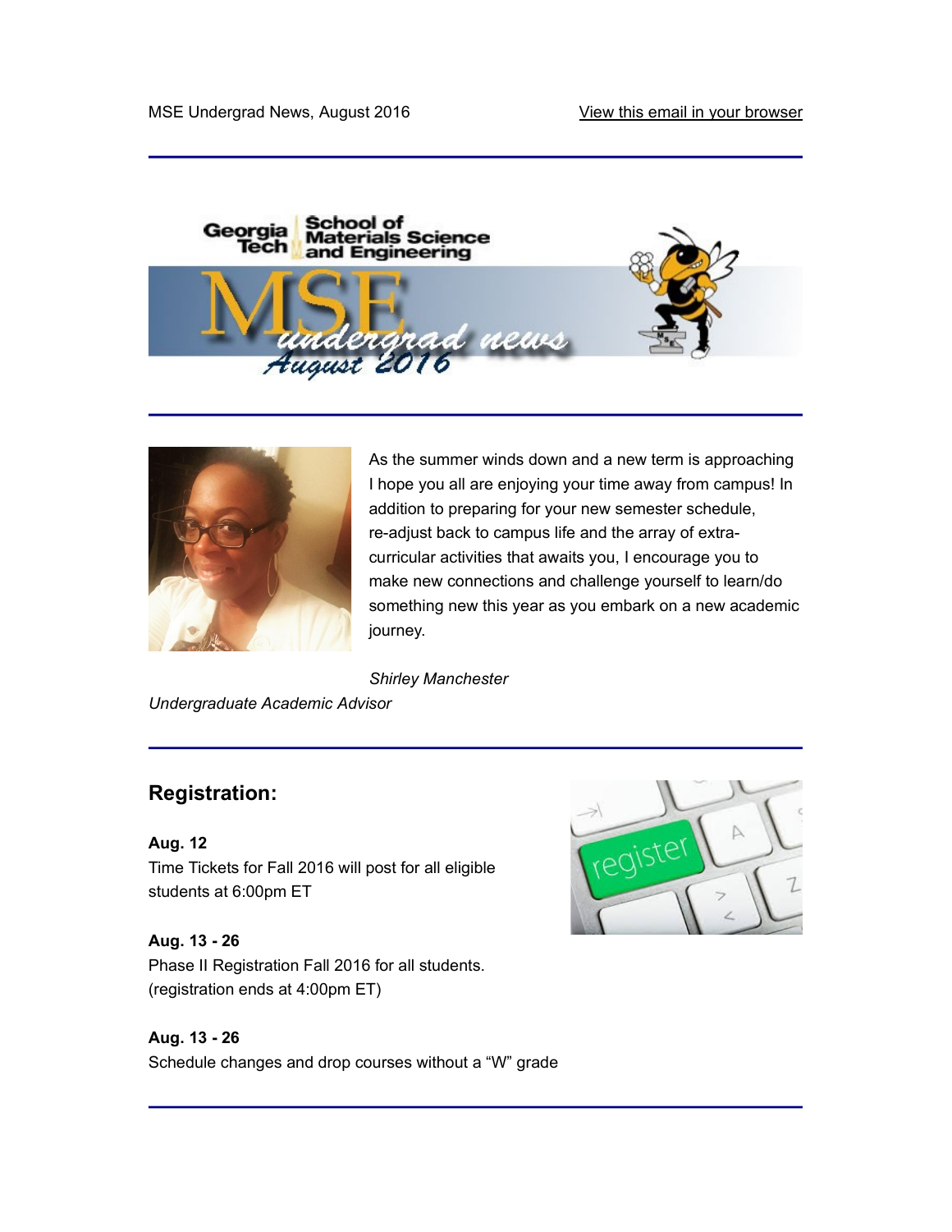MSE Undergrad News, August 2016

View this email in your browser

---

As the summer winds down and a new term is approaching I hope you all are enjoying your time away from campus! In addition to preparing for your new semester schedule, re-adjust back to campus life and the array of extra-curricular activities that awaits you, I encourage you to make new connections and challenge yourself to learn/do something new this year as you embark on a new academic journey.

*Shirley Manchester*
*Undergraduate Academic Advisor*

---

## Registration:

**Aug. 12**
Time Tickets for Fall 2016 will post for all eligible students at 6:00pm ET

**Aug. 13 - 26**
Phase II Registration Fall 2016 for all students. (registration ends at 4:00pm ET)

**Aug. 13 - 26**
Schedule changes and drop courses without a "W" grade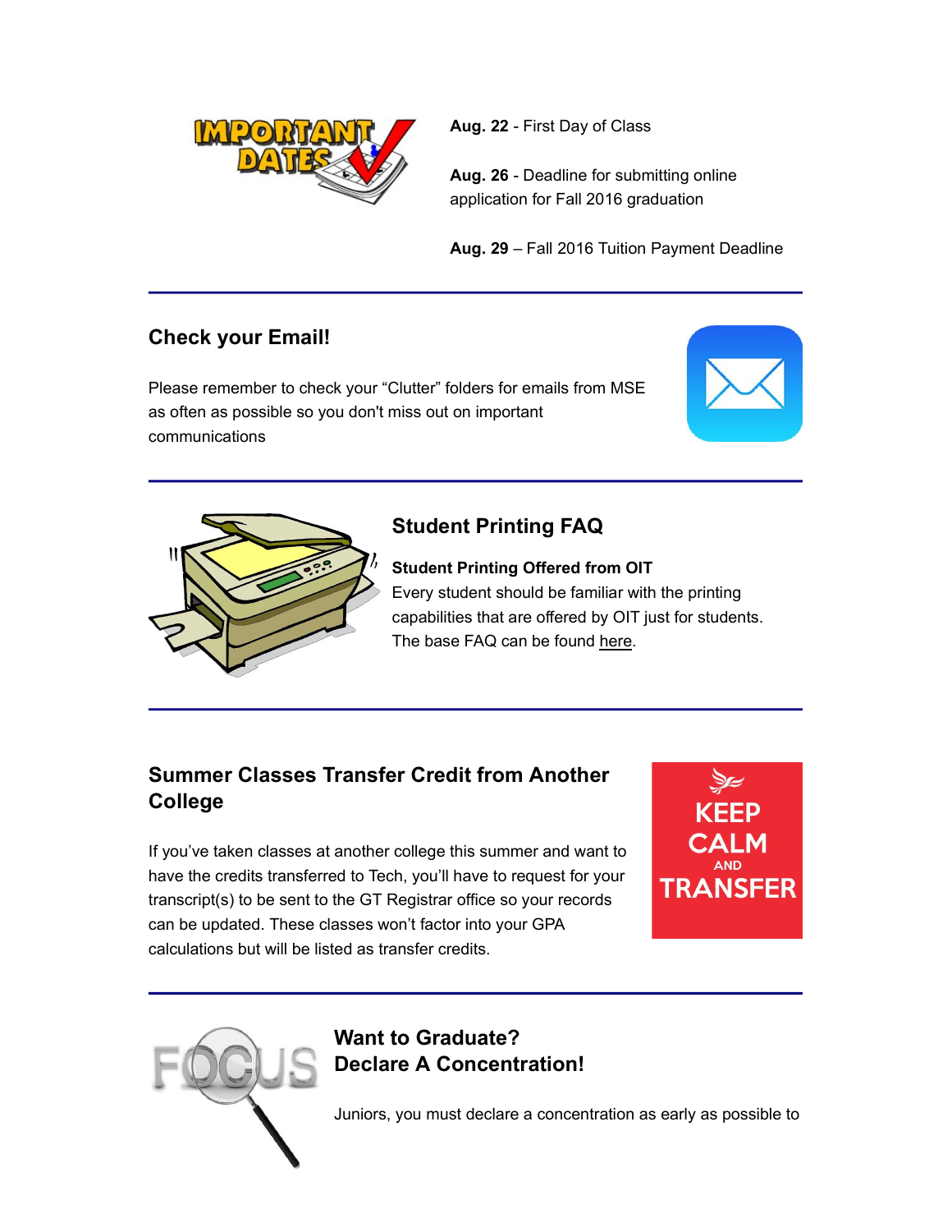**Aug. 22** - First Day of Class

**Aug. 26** - Deadline for submitting online application for Fall 2016 graduation

**Aug. 29** – Fall 2016 Tuition Payment Deadline

---

## Check your Email!

Please remember to check your “Clutter” folders for emails from MSE as often as possible so you don't miss out on important communications

---

## Student Printing FAQ

**Student Printing Offered from OIT**
Every student should be familiar with the printing capabilities that are offered by OIT just for students. The base FAQ can be found here.

---

## Summer Classes Transfer Credit from Another College

If you’ve taken classes at another college this summer and want to have the credits transferred to Tech, you’ll have to request for your transcript(s) to be sent to the GT Registrar office so your records can be updated. These classes won’t factor into your GPA calculations but will be listed as transfer credits.

---

## Want to Graduate? Declare A Concentration!

Juniors, you must declare a concentration as early as possible to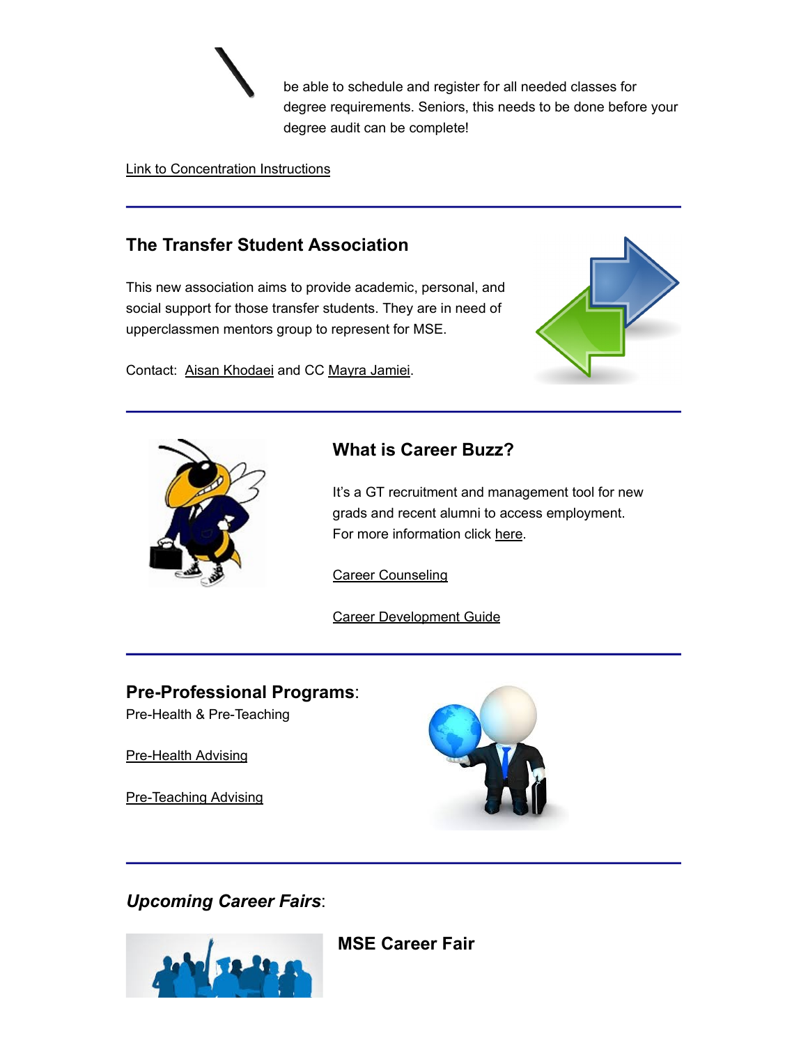be able to schedule and register for all needed classes for degree requirements. Seniors, this needs to be done before your degree audit can be complete!

Link to Concentration Instructions

---

## The Transfer Student Association

This new association aims to provide academic, personal, and social support for those transfer students. They are in need of upperclassmen mentors group to represent for MSE.

Contact: Aisan Khodaei and CC Mayra Jamiei.

---

## What is Career Buzz?

It's a GT recruitment and management tool for new grads and recent alumni to access employment. For more information click here.

Career Counseling

Career Development Guide

---

## Pre-Professional Programs:

Pre-Health & Pre-Teaching

Pre-Health Advising

Pre-Teaching Advising

---

## *Upcoming Career Fairs*:

### MSE Career Fair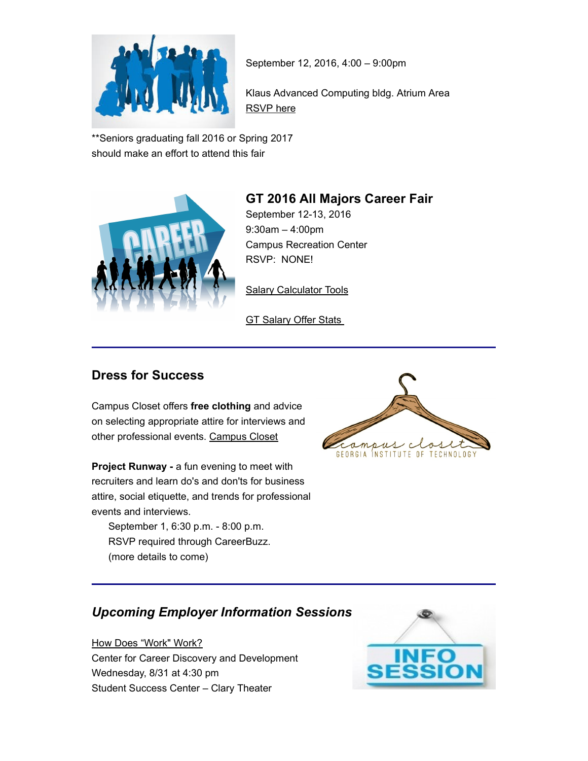September 12, 2016, 4:00 – 9:00pm

Klaus Advanced Computing bldg. Atrium Area
RSVP here

**Seniors graduating fall 2016 or Spring 2017 should make an effort to attend this fair

### GT 2016 All Majors Career Fair

September 12-13, 2016
9:30am – 4:00pm
Campus Recreation Center
RSVP: NONE!

Salary Calculator Tools

GT Salary Offer Stats

---

### Dress for Success

Campus Closet offers **free clothing** and advice on selecting appropriate attire for interviews and other professional events. Campus Closet

**Project Runway -** a fun evening to meet with recruiters and learn do's and don'ts for business attire, social etiquette, and trends for professional events and interviews.

September 1, 6:30 p.m. - 8:00 p.m.
RSVP required through CareerBuzz.
(more details to come)

---

### *Upcoming Employer Information Sessions*

How Does "Work" Work?
Center for Career Discovery and Development
Wednesday, 8/31 at 4:30 pm
Student Success Center – Clary Theater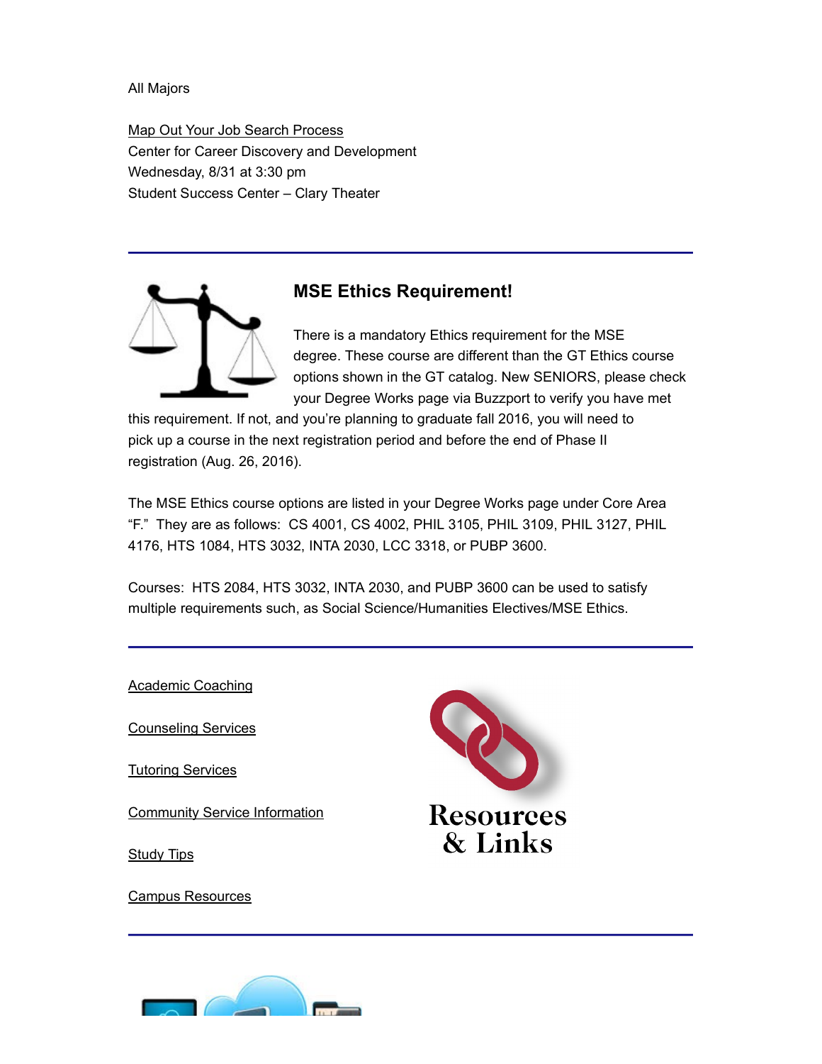All Majors

Map Out Your Job Search Process
Center for Career Discovery and Development
Wednesday, 8/31 at 3:30 pm
Student Success Center – Clary Theater

---

## MSE Ethics Requirement!

There is a mandatory Ethics requirement for the MSE degree. These course are different than the GT Ethics course options shown in the GT catalog. New SENIORS, please check your Degree Works page via Buzzport to verify you have met this requirement. If not, and you're planning to graduate fall 2016, you will need to pick up a course in the next registration period and before the end of Phase II registration (Aug. 26, 2016).

The MSE Ethics course options are listed in your Degree Works page under Core Area "F." They are as follows: CS 4001, CS 4002, PHIL 3105, PHIL 3109, PHIL 3127, PHIL 4176, HTS 1084, HTS 3032, INTA 2030, LCC 3318, or PUBP 3600.

Courses: HTS 2084, HTS 3032, INTA 2030, and PUBP 3600 can be used to satisfy multiple requirements such, as Social Science/Humanities Electives/MSE Ethics.

---

Resources & Links

Academic Coaching

Counseling Services

Tutoring Services

Community Service Information

Study Tips

Campus Resources

---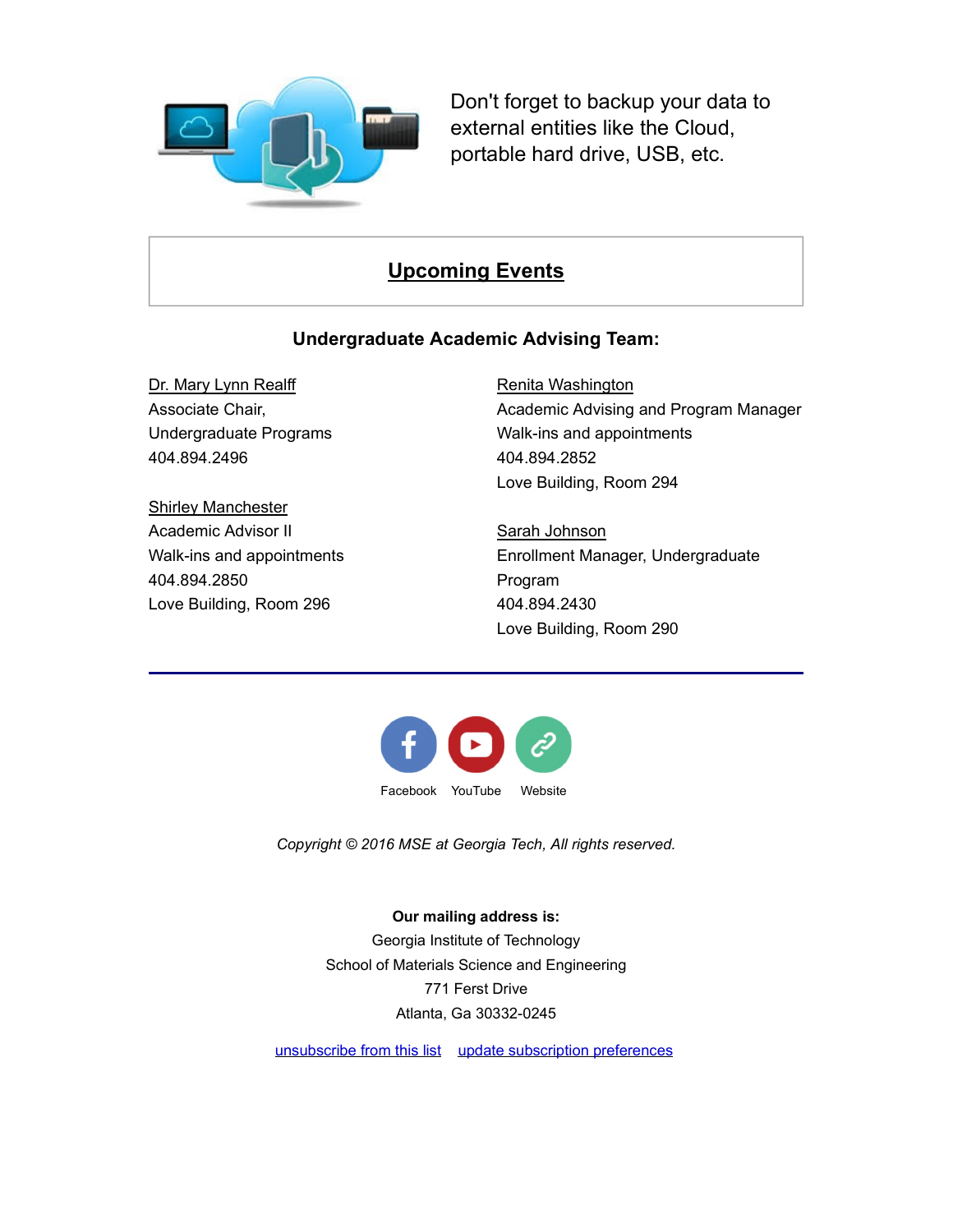Don't forget to backup your data to external entities like the Cloud, portable hard drive, USB, etc.

## Upcoming Events

### Undergraduate Academic Advising Team:

Dr. Mary Lynn Realff
Associate Chair,
Undergraduate Programs
404.894.2496

Shirley Manchester
Academic Advisor II
Walk-ins and appointments
404.894.2850
Love Building, Room 296

Renita Washington
Academic Advising and Program Manager
Walk-ins and appointments
404.894.2852
Love Building, Room 294

Sarah Johnson
Enrollment Manager, Undergraduate Program
404.894.2430
Love Building, Room 290

---

Facebook YouTube Website

*Copyright © 2016 MSE at Georgia Tech, All rights reserved.*

**Our mailing address is:**
Georgia Institute of Technology
School of Materials Science and Engineering
771 Ferst Drive
Atlanta, Ga 30332-0245

unsubscribe from this list    update subscription preferences